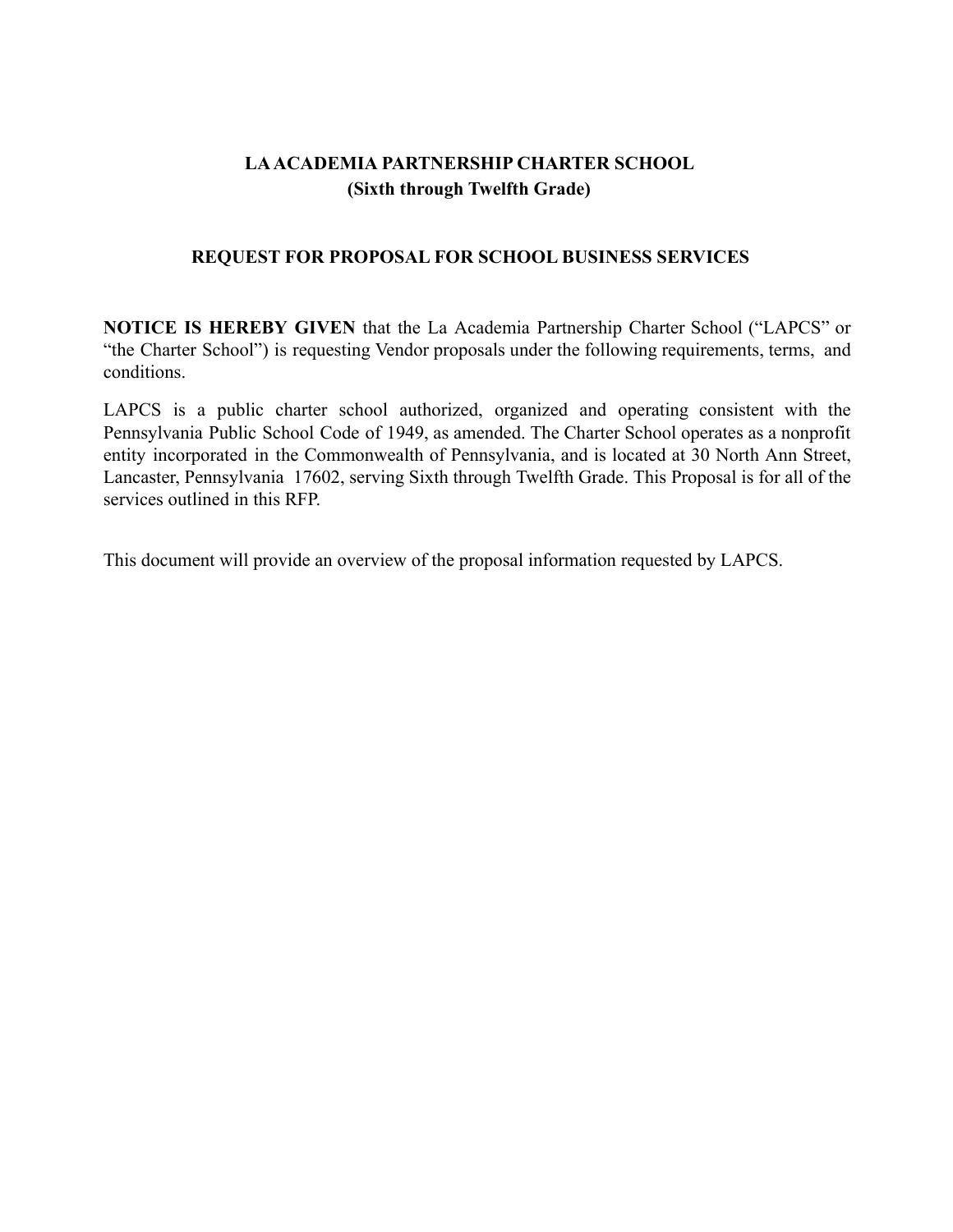# LA ACADEMIA PARTNERSHIP CHARTER SCHOOL
## (Sixth through Twelfth Grade)

## REQUEST FOR PROPOSAL FOR SCHOOL BUSINESS SERVICES

**NOTICE IS HEREBY GIVEN** that the La Academia Partnership Charter School ("LAPCS" or "the Charter School") is requesting Vendor proposals under the following requirements, terms, and conditions.

LAPCS is a public charter school authorized, organized and operating consistent with the Pennsylvania Public School Code of 1949, as amended. The Charter School operates as a nonprofit entity incorporated in the Commonwealth of Pennsylvania, and is located at 30 North Ann Street, Lancaster, Pennsylvania 17602, serving Sixth through Twelfth Grade. This Proposal is for all of the services outlined in this RFP.

This document will provide an overview of the proposal information requested by LAPCS.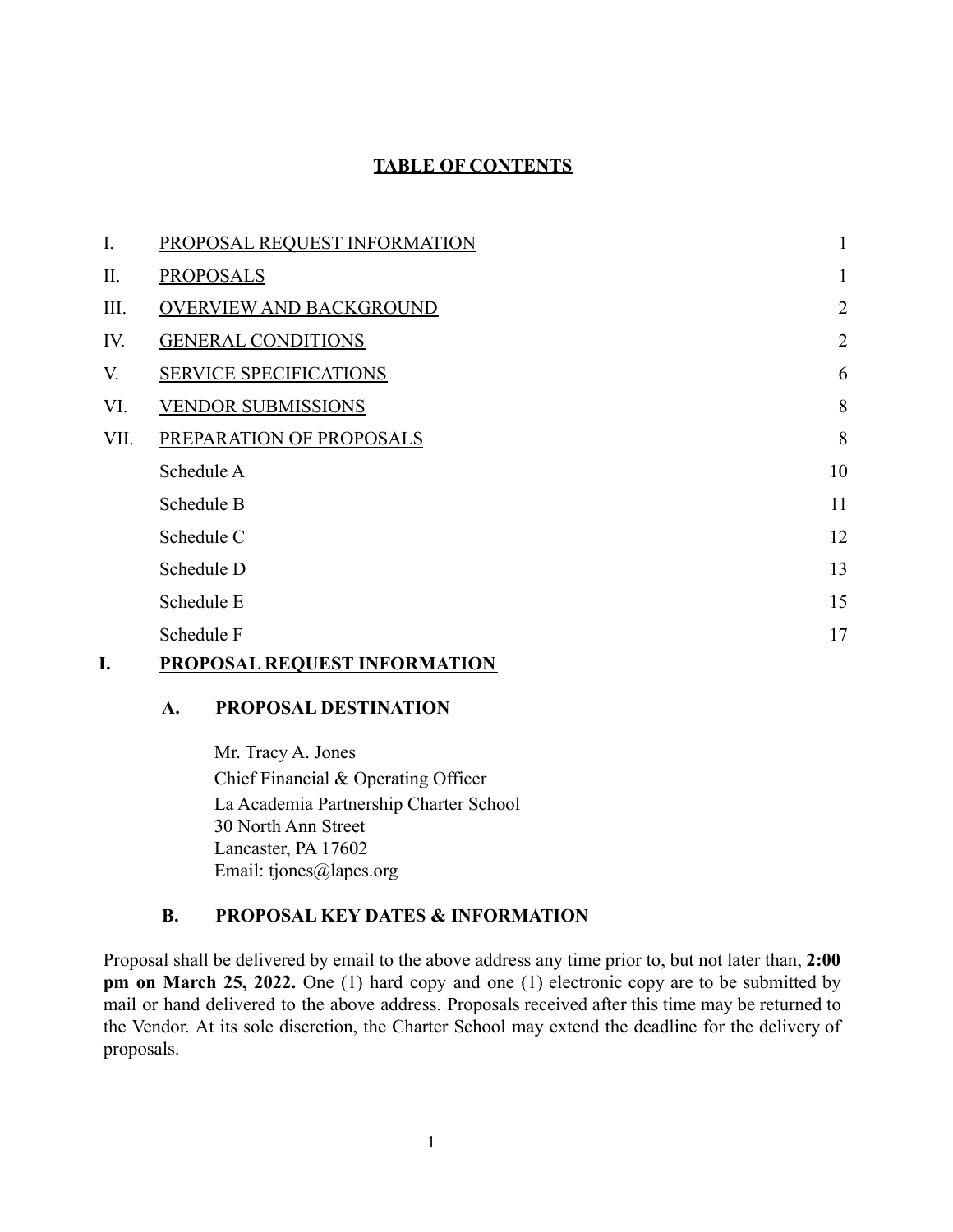## TABLE OF CONTENTS

| | | |
|---|---|---|
| I. | PROPOSAL REQUEST INFORMATION | 1 |
| II. | PROPOSALS | 1 |
| III. | OVERVIEW AND BACKGROUND | 2 |
| IV. | GENERAL CONDITIONS | 2 |
| V. | SERVICE SPECIFICATIONS | 6 |
| VI. | VENDOR SUBMISSIONS | 8 |
| VII. | PREPARATION OF PROPOSALS | 8 |
| | Schedule A | 10 |
| | Schedule B | 11 |
| | Schedule C | 12 |
| | Schedule D | 13 |
| | Schedule E | 15 |
| | Schedule F | 17 |

# I. PROPOSAL REQUEST INFORMATION

### A. PROPOSAL DESTINATION

Mr. Tracy A. Jones
Chief Financial & Operating Officer
La Academia Partnership Charter School
30 North Ann Street
Lancaster, PA 17602
Email: tjones@lapcs.org

### B. PROPOSAL KEY DATES & INFORMATION

Proposal shall be delivered by email to the above address any time prior to, but not later than, **2:00 pm on March 25, 2022.** One (1) hard copy and one (1) electronic copy are to be submitted by mail or hand delivered to the above address. Proposals received after this time may be returned to the Vendor. At its sole discretion, the Charter School may extend the deadline for the delivery of proposals.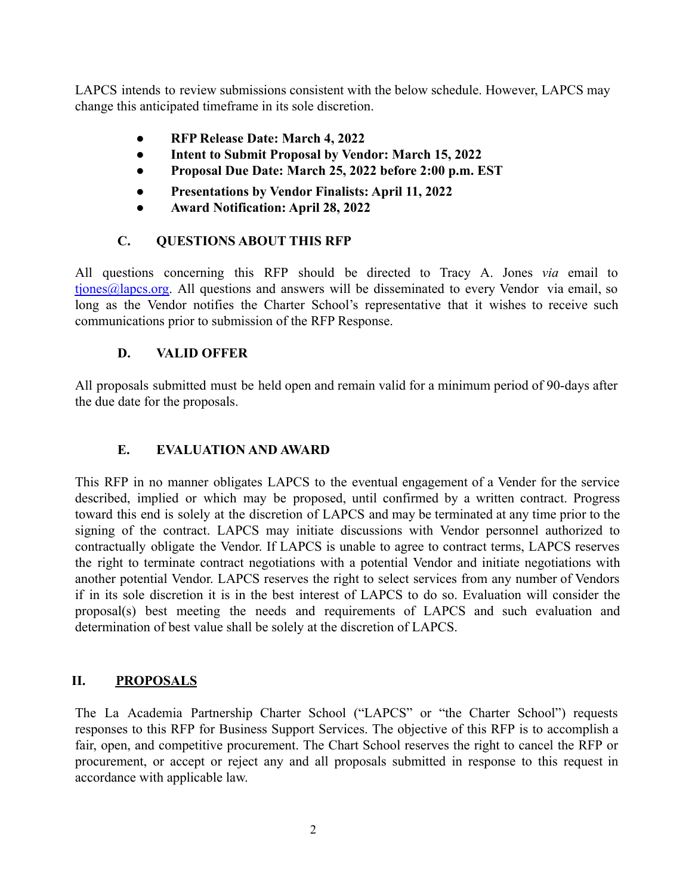LAPCS intends to review submissions consistent with the below schedule. However, LAPCS may change this anticipated timeframe in its sole discretion.

- **RFP Release Date: March 4, 2022**
- **Intent to Submit Proposal by Vendor: March 15, 2022**
- **Proposal Due Date: March 25, 2022 before 2:00 p.m. EST**
- **Presentations by Vendor Finalists: April 11, 2022**
- **Award Notification: April 28, 2022**

### C. QUESTIONS ABOUT THIS RFP

All questions concerning this RFP should be directed to Tracy A. Jones *via* email to tjones@lapcs.org. All questions and answers will be disseminated to every Vendor via email, so long as the Vendor notifies the Charter School's representative that it wishes to receive such communications prior to submission of the RFP Response.

### D. VALID OFFER

All proposals submitted must be held open and remain valid for a minimum period of 90-days after the due date for the proposals.

### E. EVALUATION AND AWARD

This RFP in no manner obligates LAPCS to the eventual engagement of a Vender for the service described, implied or which may be proposed, until confirmed by a written contract. Progress toward this end is solely at the discretion of LAPCS and may be terminated at any time prior to the signing of the contract. LAPCS may initiate discussions with Vendor personnel authorized to contractually obligate the Vendor. If LAPCS is unable to agree to contract terms, LAPCS reserves the right to terminate contract negotiations with a potential Vendor and initiate negotiations with another potential Vendor. LAPCS reserves the right to select services from any number of Vendors if in its sole discretion it is in the best interest of LAPCS to do so. Evaluation will consider the proposal(s) best meeting the needs and requirements of LAPCS and such evaluation and determination of best value shall be solely at the discretion of LAPCS.

## II. PROPOSALS

The La Academia Partnership Charter School ("LAPCS" or "the Charter School") requests responses to this RFP for Business Support Services. The objective of this RFP is to accomplish a fair, open, and competitive procurement. The Chart School reserves the right to cancel the RFP or procurement, or accept or reject any and all proposals submitted in response to this request in accordance with applicable law.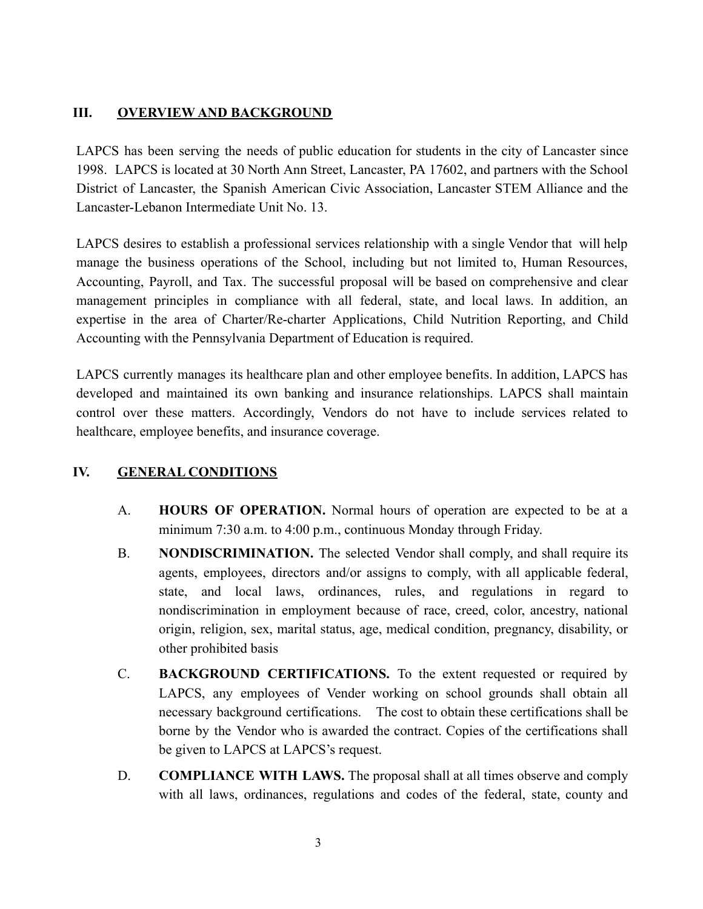## III. <u>OVERVIEW AND BACKGROUND</u>

LAPCS has been serving the needs of public education for students in the city of Lancaster since 1998. LAPCS is located at 30 North Ann Street, Lancaster, PA 17602, and partners with the School District of Lancaster, the Spanish American Civic Association, Lancaster STEM Alliance and the Lancaster-Lebanon Intermediate Unit No. 13.

LAPCS desires to establish a professional services relationship with a single Vendor that will help manage the business operations of the School, including but not limited to, Human Resources, Accounting, Payroll, and Tax. The successful proposal will be based on comprehensive and clear management principles in compliance with all federal, state, and local laws. In addition, an expertise in the area of Charter/Re-charter Applications, Child Nutrition Reporting, and Child Accounting with the Pennsylvania Department of Education is required.

LAPCS currently manages its healthcare plan and other employee benefits. In addition, LAPCS has developed and maintained its own banking and insurance relationships. LAPCS shall maintain control over these matters. Accordingly, Vendors do not have to include services related to healthcare, employee benefits, and insurance coverage.

## IV. <u>GENERAL CONDITIONS</u>

A. **HOURS OF OPERATION.** Normal hours of operation are expected to be at a minimum 7:30 a.m. to 4:00 p.m., continuous Monday through Friday.

B. **NONDISCRIMINATION.** The selected Vendor shall comply, and shall require its agents, employees, directors and/or assigns to comply, with all applicable federal, state, and local laws, ordinances, rules, and regulations in regard to nondiscrimination in employment because of race, creed, color, ancestry, national origin, religion, sex, marital status, age, medical condition, pregnancy, disability, or other prohibited basis

C. **BACKGROUND CERTIFICATIONS.** To the extent requested or required by LAPCS, any employees of Vender working on school grounds shall obtain all necessary background certifications. The cost to obtain these certifications shall be borne by the Vendor who is awarded the contract. Copies of the certifications shall be given to LAPCS at LAPCS's request.

D. **COMPLIANCE WITH LAWS.** The proposal shall at all times observe and comply with all laws, ordinances, regulations and codes of the federal, state, county and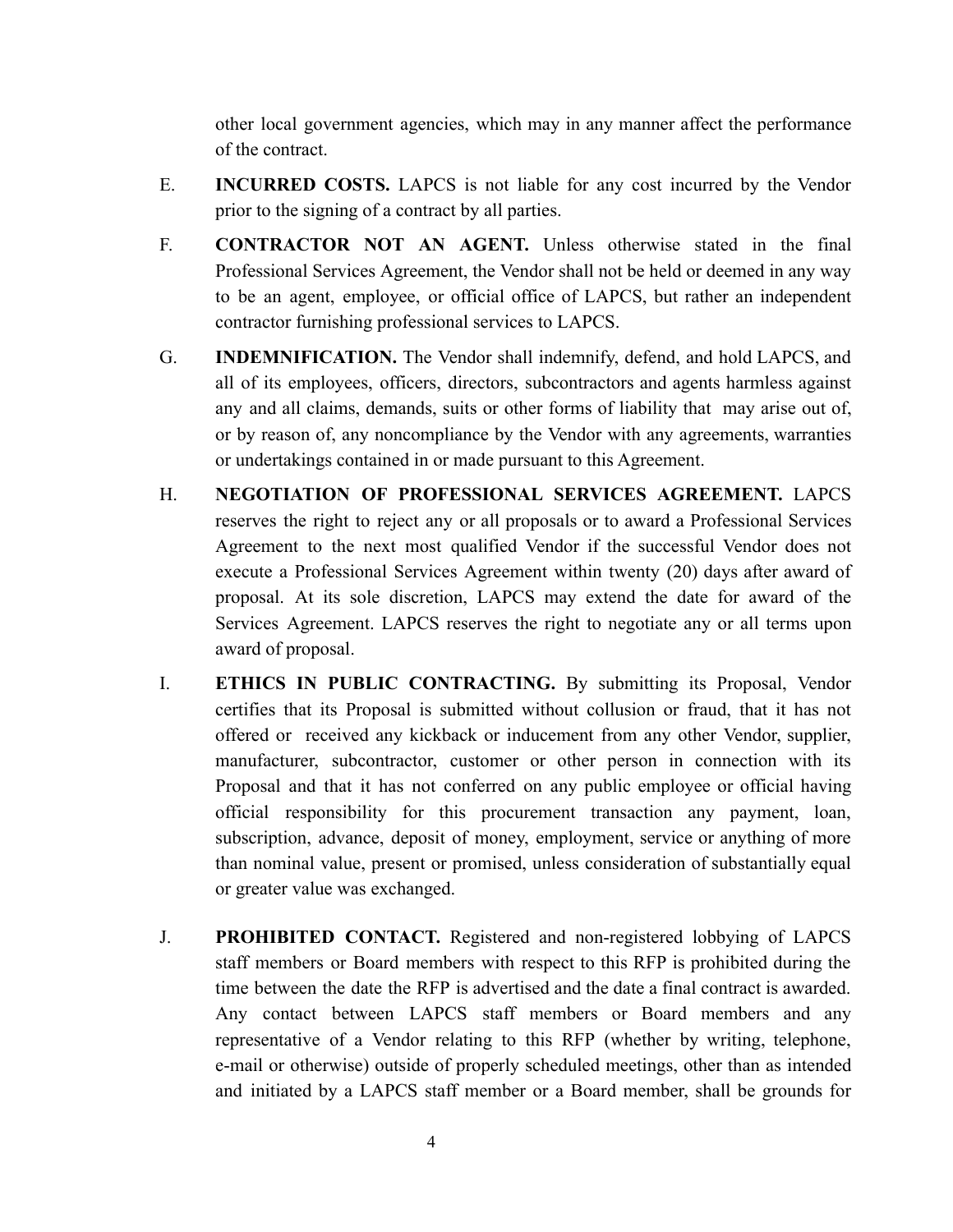other local government agencies, which may in any manner affect the performance of the contract.

E. **INCURRED COSTS.** LAPCS is not liable for any cost incurred by the Vendor prior to the signing of a contract by all parties.

F. **CONTRACTOR NOT AN AGENT.** Unless otherwise stated in the final Professional Services Agreement, the Vendor shall not be held or deemed in any way to be an agent, employee, or official office of LAPCS, but rather an independent contractor furnishing professional services to LAPCS.

G. **INDEMNIFICATION.** The Vendor shall indemnify, defend, and hold LAPCS, and all of its employees, officers, directors, subcontractors and agents harmless against any and all claims, demands, suits or other forms of liability that may arise out of, or by reason of, any noncompliance by the Vendor with any agreements, warranties or undertakings contained in or made pursuant to this Agreement.

H. **NEGOTIATION OF PROFESSIONAL SERVICES AGREEMENT.** LAPCS reserves the right to reject any or all proposals or to award a Professional Services Agreement to the next most qualified Vendor if the successful Vendor does not execute a Professional Services Agreement within twenty (20) days after award of proposal. At its sole discretion, LAPCS may extend the date for award of the Services Agreement. LAPCS reserves the right to negotiate any or all terms upon award of proposal.

I. **ETHICS IN PUBLIC CONTRACTING.** By submitting its Proposal, Vendor certifies that its Proposal is submitted without collusion or fraud, that it has not offered or received any kickback or inducement from any other Vendor, supplier, manufacturer, subcontractor, customer or other person in connection with its Proposal and that it has not conferred on any public employee or official having official responsibility for this procurement transaction any payment, loan, subscription, advance, deposit of money, employment, service or anything of more than nominal value, present or promised, unless consideration of substantially equal or greater value was exchanged.

J. **PROHIBITED CONTACT.** Registered and non-registered lobbying of LAPCS staff members or Board members with respect to this RFP is prohibited during the time between the date the RFP is advertised and the date a final contract is awarded. Any contact between LAPCS staff members or Board members and any representative of a Vendor relating to this RFP (whether by writing, telephone, e-mail or otherwise) outside of properly scheduled meetings, other than as intended and initiated by a LAPCS staff member or a Board member, shall be grounds for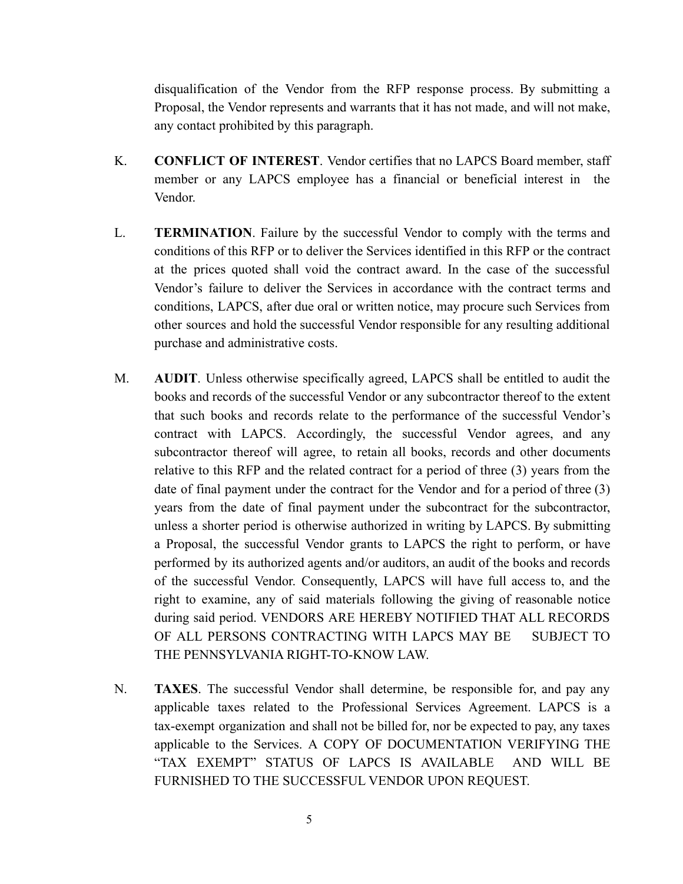disqualification of the Vendor from the RFP response process. By submitting a Proposal, the Vendor represents and warrants that it has not made, and will not make, any contact prohibited by this paragraph.

K. **CONFLICT OF INTEREST**. Vendor certifies that no LAPCS Board member, staff member or any LAPCS employee has a financial or beneficial interest in the Vendor.

L. **TERMINATION**. Failure by the successful Vendor to comply with the terms and conditions of this RFP or to deliver the Services identified in this RFP or the contract at the prices quoted shall void the contract award. In the case of the successful Vendor's failure to deliver the Services in accordance with the contract terms and conditions, LAPCS, after due oral or written notice, may procure such Services from other sources and hold the successful Vendor responsible for any resulting additional purchase and administrative costs.

M. **AUDIT**. Unless otherwise specifically agreed, LAPCS shall be entitled to audit the books and records of the successful Vendor or any subcontractor thereof to the extent that such books and records relate to the performance of the successful Vendor's contract with LAPCS. Accordingly, the successful Vendor agrees, and any subcontractor thereof will agree, to retain all books, records and other documents relative to this RFP and the related contract for a period of three (3) years from the date of final payment under the contract for the Vendor and for a period of three (3) years from the date of final payment under the subcontract for the subcontractor, unless a shorter period is otherwise authorized in writing by LAPCS. By submitting a Proposal, the successful Vendor grants to LAPCS the right to perform, or have performed by its authorized agents and/or auditors, an audit of the books and records of the successful Vendor. Consequently, LAPCS will have full access to, and the right to examine, any of said materials following the giving of reasonable notice during said period. VENDORS ARE HEREBY NOTIFIED THAT ALL RECORDS OF ALL PERSONS CONTRACTING WITH LAPCS MAY BE SUBJECT TO THE PENNSYLVANIA RIGHT-TO-KNOW LAW.

N. **TAXES**. The successful Vendor shall determine, be responsible for, and pay any applicable taxes related to the Professional Services Agreement. LAPCS is a tax-exempt organization and shall not be billed for, nor be expected to pay, any taxes applicable to the Services. A COPY OF DOCUMENTATION VERIFYING THE "TAX EXEMPT" STATUS OF LAPCS IS AVAILABLE AND WILL BE FURNISHED TO THE SUCCESSFUL VENDOR UPON REQUEST.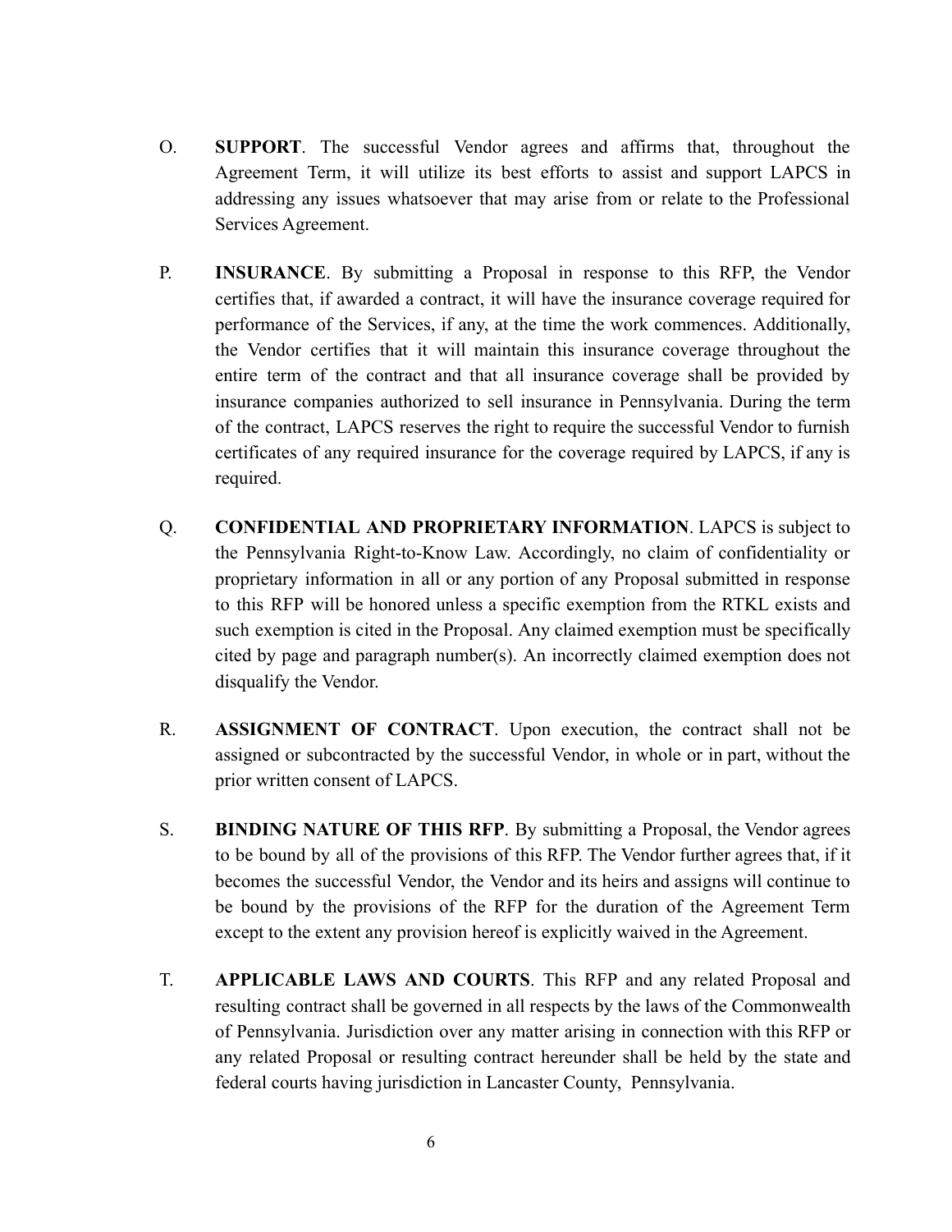O. **SUPPORT**. The successful Vendor agrees and affirms that, throughout the Agreement Term, it will utilize its best efforts to assist and support LAPCS in addressing any issues whatsoever that may arise from or relate to the Professional Services Agreement.

P. **INSURANCE**. By submitting a Proposal in response to this RFP, the Vendor certifies that, if awarded a contract, it will have the insurance coverage required for performance of the Services, if any, at the time the work commences. Additionally, the Vendor certifies that it will maintain this insurance coverage throughout the entire term of the contract and that all insurance coverage shall be provided by insurance companies authorized to sell insurance in Pennsylvania. During the term of the contract, LAPCS reserves the right to require the successful Vendor to furnish certificates of any required insurance for the coverage required by LAPCS, if any is required.

Q. **CONFIDENTIAL AND PROPRIETARY INFORMATION**. LAPCS is subject to the Pennsylvania Right-to-Know Law. Accordingly, no claim of confidentiality or proprietary information in all or any portion of any Proposal submitted in response to this RFP will be honored unless a specific exemption from the RTKL exists and such exemption is cited in the Proposal. Any claimed exemption must be specifically cited by page and paragraph number(s). An incorrectly claimed exemption does not disqualify the Vendor.

R. **ASSIGNMENT OF CONTRACT**. Upon execution, the contract shall not be assigned or subcontracted by the successful Vendor, in whole or in part, without the prior written consent of LAPCS.

S. **BINDING NATURE OF THIS RFP**. By submitting a Proposal, the Vendor agrees to be bound by all of the provisions of this RFP. The Vendor further agrees that, if it becomes the successful Vendor, the Vendor and its heirs and assigns will continue to be bound by the provisions of the RFP for the duration of the Agreement Term except to the extent any provision hereof is explicitly waived in the Agreement.

T. **APPLICABLE LAWS AND COURTS**. This RFP and any related Proposal and resulting contract shall be governed in all respects by the laws of the Commonwealth of Pennsylvania. Jurisdiction over any matter arising in connection with this RFP or any related Proposal or resulting contract hereunder shall be held by the state and federal courts having jurisdiction in Lancaster County, Pennsylvania.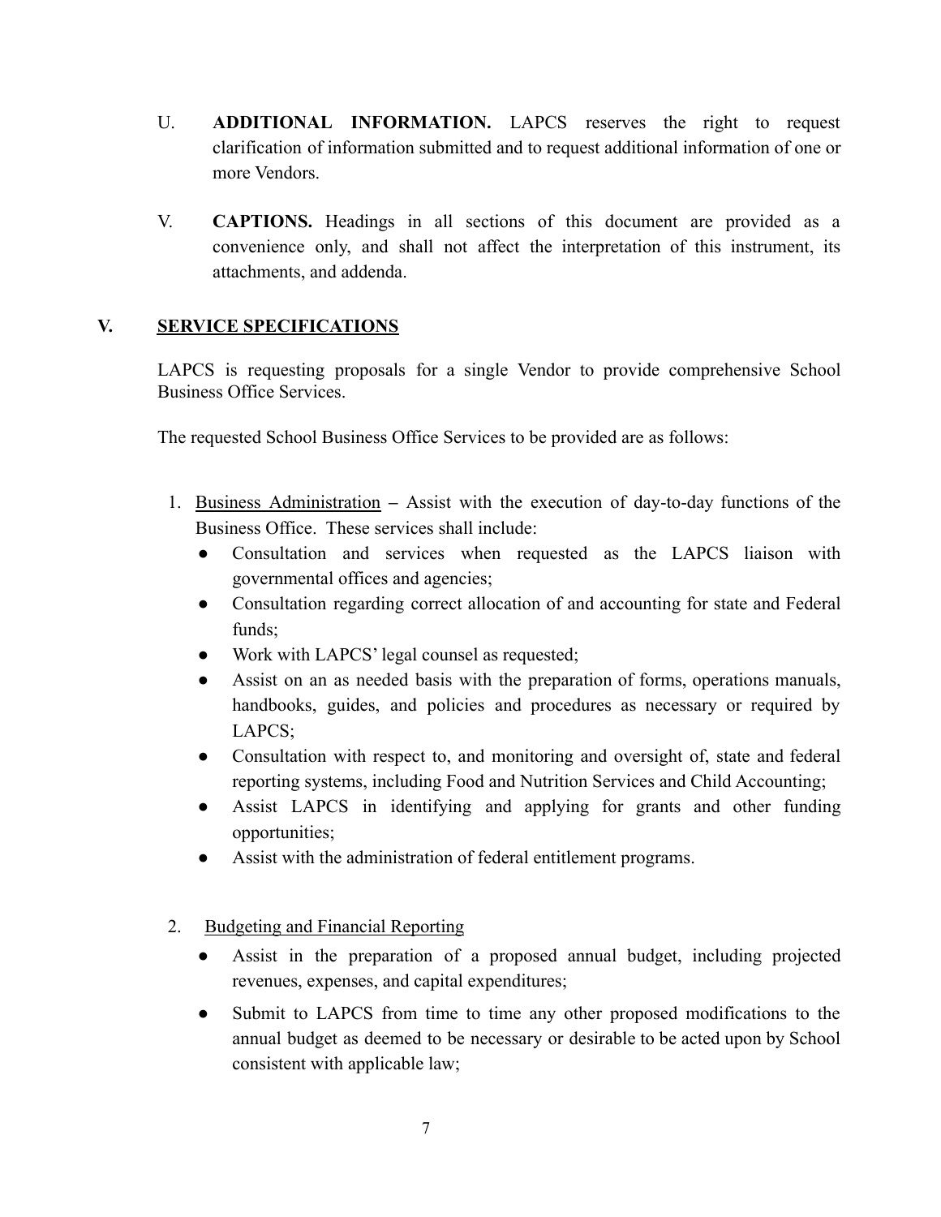U. **ADDITIONAL INFORMATION.** LAPCS reserves the right to request clarification of information submitted and to request additional information of one or more Vendors.

V. **CAPTIONS.** Headings in all sections of this document are provided as a convenience only, and shall not affect the interpretation of this instrument, its attachments, and addenda.

## V. SERVICE SPECIFICATIONS

LAPCS is requesting proposals for a single Vendor to provide comprehensive School Business Office Services.

The requested School Business Office Services to be provided are as follows:

1. Business Administration – Assist with the execution of day-to-day functions of the Business Office. These services shall include:
   - Consultation and services when requested as the LAPCS liaison with governmental offices and agencies;
   - Consultation regarding correct allocation of and accounting for state and Federal funds;
   - Work with LAPCS' legal counsel as requested;
   - Assist on an as needed basis with the preparation of forms, operations manuals, handbooks, guides, and policies and procedures as necessary or required by LAPCS;
   - Consultation with respect to, and monitoring and oversight of, state and federal reporting systems, including Food and Nutrition Services and Child Accounting;
   - Assist LAPCS in identifying and applying for grants and other funding opportunities;
   - Assist with the administration of federal entitlement programs.

2. Budgeting and Financial Reporting
   - Assist in the preparation of a proposed annual budget, including projected revenues, expenses, and capital expenditures;
   - Submit to LAPCS from time to time any other proposed modifications to the annual budget as deemed to be necessary or desirable to be acted upon by School consistent with applicable law;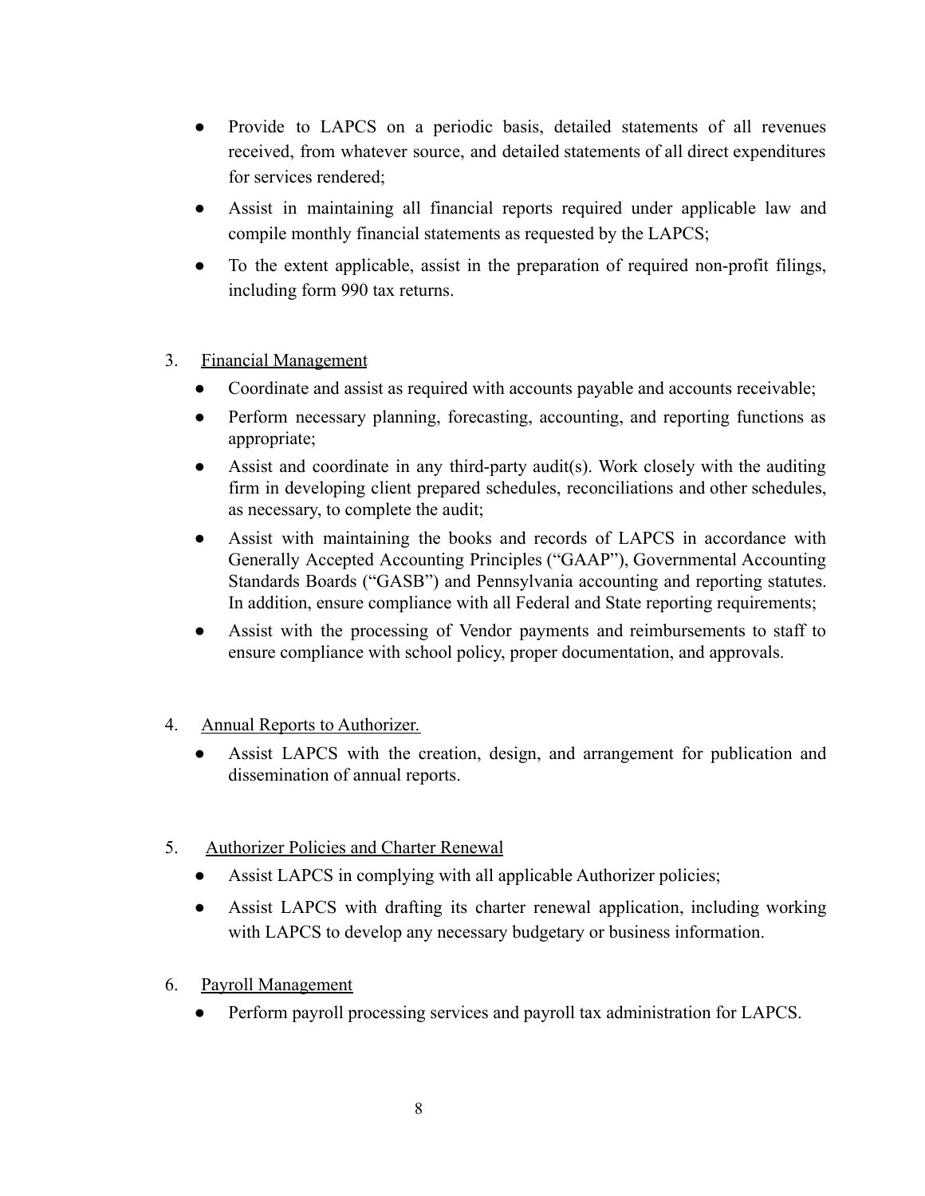- Provide to LAPCS on a periodic basis, detailed statements of all revenues received, from whatever source, and detailed statements of all direct expenditures for services rendered;
- Assist in maintaining all financial reports required under applicable law and compile monthly financial statements as requested by the LAPCS;
- To the extent applicable, assist in the preparation of required non-profit filings, including form 990 tax returns.

3. <u>Financial Management</u>
   - Coordinate and assist as required with accounts payable and accounts receivable;
   - Perform necessary planning, forecasting, accounting, and reporting functions as appropriate;
   - Assist and coordinate in any third-party audit(s). Work closely with the auditing firm in developing client prepared schedules, reconciliations and other schedules, as necessary, to complete the audit;
   - Assist with maintaining the books and records of LAPCS in accordance with Generally Accepted Accounting Principles ("GAAP"), Governmental Accounting Standards Boards ("GASB") and Pennsylvania accounting and reporting statutes. In addition, ensure compliance with all Federal and State reporting requirements;
   - Assist with the processing of Vendor payments and reimbursements to staff to ensure compliance with school policy, proper documentation, and approvals.

4. <u>Annual Reports to Authorizer.</u>
   - Assist LAPCS with the creation, design, and arrangement for publication and dissemination of annual reports.

5. <u>Authorizer Policies and Charter Renewal</u>
   - Assist LAPCS in complying with all applicable Authorizer policies;
   - Assist LAPCS with drafting its charter renewal application, including working with LAPCS to develop any necessary budgetary or business information.

6. <u>Payroll Management</u>
   - Perform payroll processing services and payroll tax administration for LAPCS.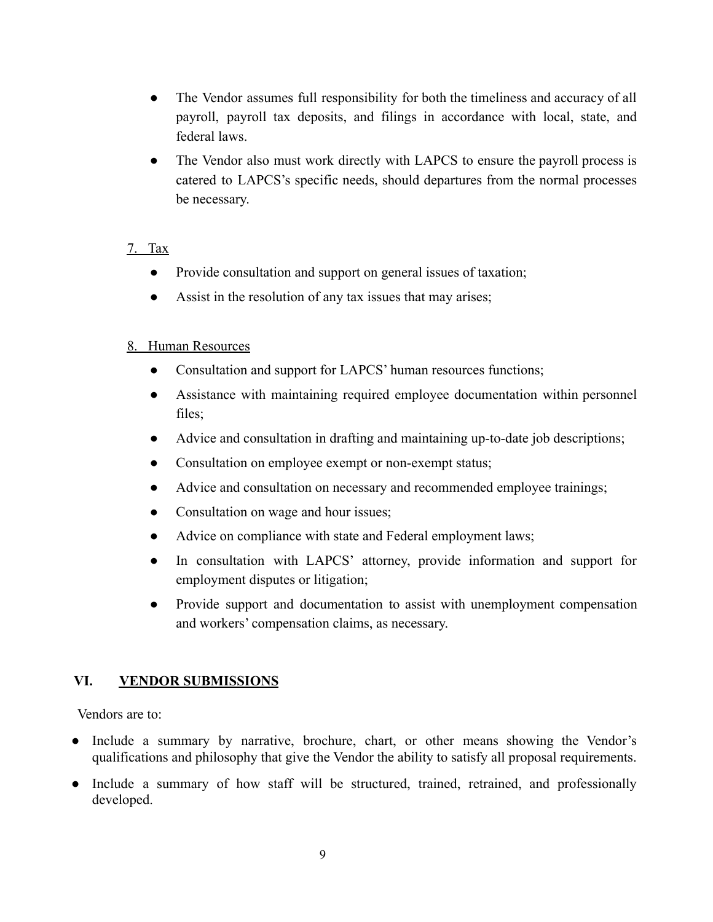- The Vendor assumes full responsibility for both the timeliness and accuracy of all payroll, payroll tax deposits, and filings in accordance with local, state, and federal laws.
- The Vendor also must work directly with LAPCS to ensure the payroll process is catered to LAPCS's specific needs, should departures from the normal processes be necessary.

7. Tax

- Provide consultation and support on general issues of taxation;
- Assist in the resolution of any tax issues that may arises;

8. Human Resources

- Consultation and support for LAPCS' human resources functions;
- Assistance with maintaining required employee documentation within personnel files;
- Advice and consultation in drafting and maintaining up-to-date job descriptions;
- Consultation on employee exempt or non-exempt status;
- Advice and consultation on necessary and recommended employee trainings;
- Consultation on wage and hour issues;
- Advice on compliance with state and Federal employment laws;
- In consultation with LAPCS' attorney, provide information and support for employment disputes or litigation;
- Provide support and documentation to assist with unemployment compensation and workers' compensation claims, as necessary.

## VI. VENDOR SUBMISSIONS

Vendors are to:

- Include a summary by narrative, brochure, chart, or other means showing the Vendor's qualifications and philosophy that give the Vendor the ability to satisfy all proposal requirements.
- Include a summary of how staff will be structured, trained, retrained, and professionally developed.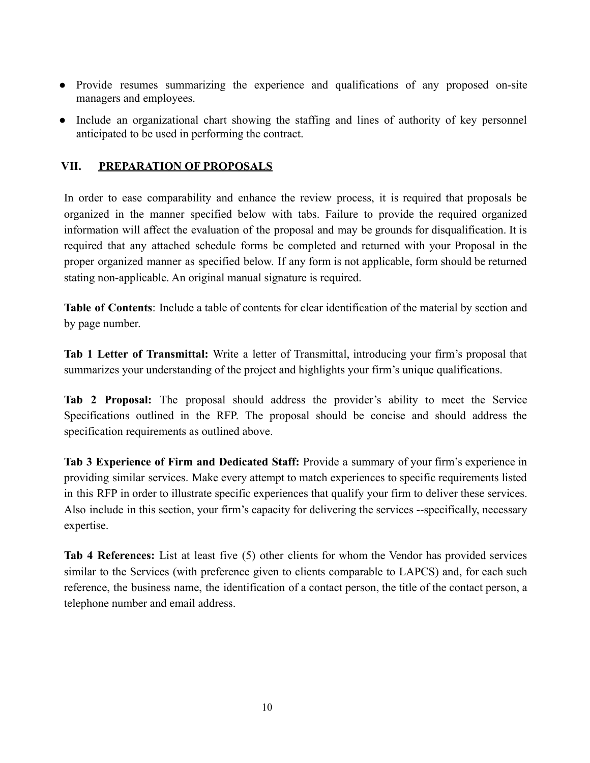- Provide resumes summarizing the experience and qualifications of any proposed on-site managers and employees.
- Include an organizational chart showing the staffing and lines of authority of key personnel anticipated to be used in performing the contract.

## VII. PREPARATION OF PROPOSALS

In order to ease comparability and enhance the review process, it is required that proposals be organized in the manner specified below with tabs. Failure to provide the required organized information will affect the evaluation of the proposal and may be grounds for disqualification. It is required that any attached schedule forms be completed and returned with your Proposal in the proper organized manner as specified below. If any form is not applicable, form should be returned stating non-applicable. An original manual signature is required.

**Table of Contents**: Include a table of contents for clear identification of the material by section and by page number.

**Tab 1 Letter of Transmittal:** Write a letter of Transmittal, introducing your firm's proposal that summarizes your understanding of the project and highlights your firm's unique qualifications.

**Tab 2 Proposal:** The proposal should address the provider's ability to meet the Service Specifications outlined in the RFP. The proposal should be concise and should address the specification requirements as outlined above.

**Tab 3 Experience of Firm and Dedicated Staff:** Provide a summary of your firm's experience in providing similar services. Make every attempt to match experiences to specific requirements listed in this RFP in order to illustrate specific experiences that qualify your firm to deliver these services. Also include in this section, your firm's capacity for delivering the services --specifically, necessary expertise.

**Tab 4 References:** List at least five (5) other clients for whom the Vendor has provided services similar to the Services (with preference given to clients comparable to LAPCS) and, for each such reference, the business name, the identification of a contact person, the title of the contact person, a telephone number and email address.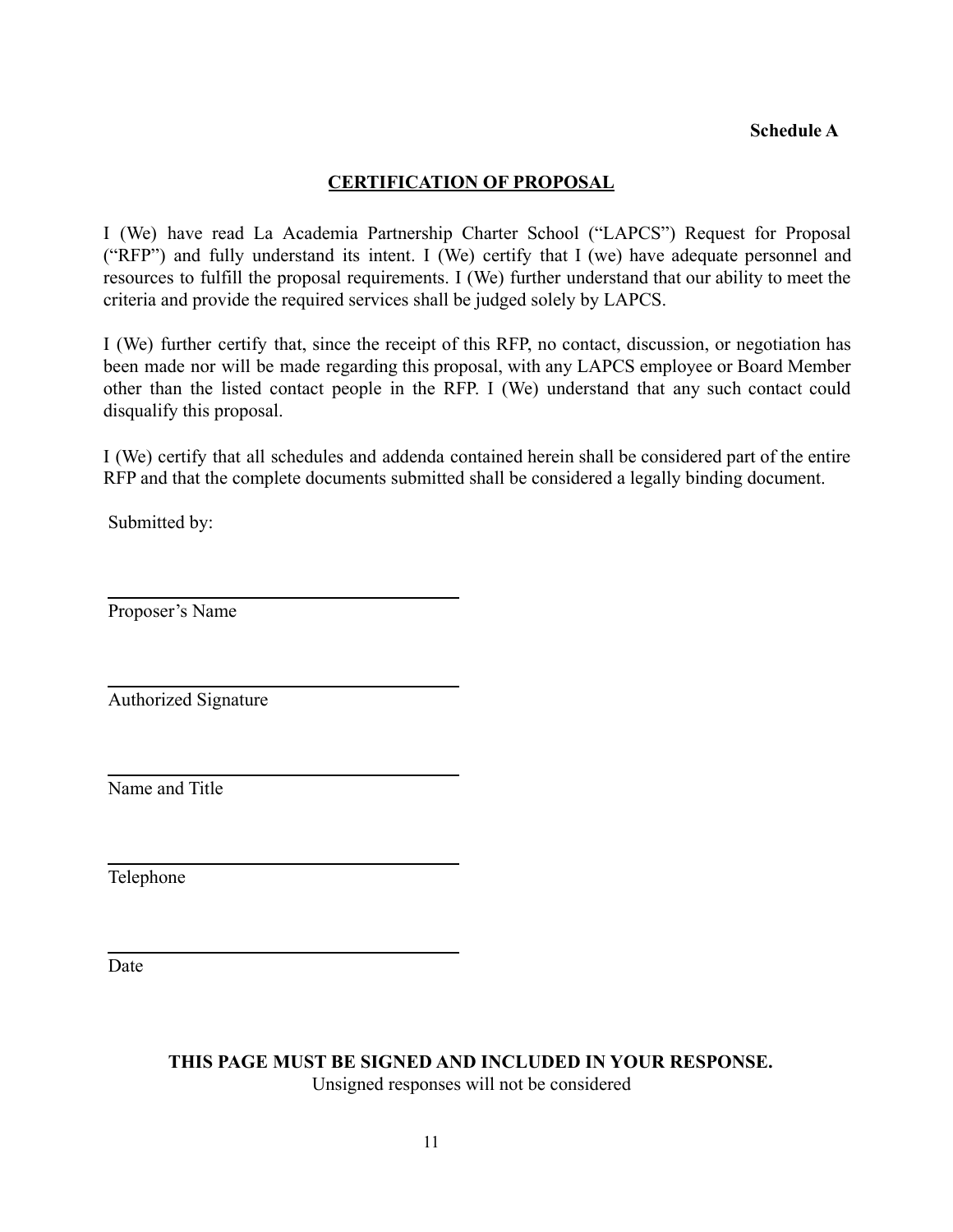**Schedule A**

## CERTIFICATION OF PROPOSAL

I (We) have read La Academia Partnership Charter School ("LAPCS") Request for Proposal ("RFP") and fully understand its intent. I (We) certify that I (we) have adequate personnel and resources to fulfill the proposal requirements. I (We) further understand that our ability to meet the criteria and provide the required services shall be judged solely by LAPCS.

I (We) further certify that, since the receipt of this RFP, no contact, discussion, or negotiation has been made nor will be made regarding this proposal, with any LAPCS employee or Board Member other than the listed contact people in the RFP. I (We) understand that any such contact could disqualify this proposal.

I (We) certify that all schedules and addenda contained herein shall be considered part of the entire RFP and that the complete documents submitted shall be considered a legally binding document.

Submitted by:

\_\_\_\_\_\_\_\_\_\_\_\_\_\_\_\_\_\_\_\_\_\_\_\_\_\_\_\_\_\_\_\_\_\_\_\_
Proposer's Name

\_\_\_\_\_\_\_\_\_\_\_\_\_\_\_\_\_\_\_\_\_\_\_\_\_\_\_\_\_\_\_\_\_\_\_\_
Authorized Signature

\_\_\_\_\_\_\_\_\_\_\_\_\_\_\_\_\_\_\_\_\_\_\_\_\_\_\_\_\_\_\_\_\_\_\_\_
Name and Title

\_\_\_\_\_\_\_\_\_\_\_\_\_\_\_\_\_\_\_\_\_\_\_\_\_\_\_\_\_\_\_\_\_\_\_\_
Telephone

\_\_\_\_\_\_\_\_\_\_\_\_\_\_\_\_\_\_\_\_\_\_\_\_\_\_\_\_\_\_\_\_\_\_\_\_
Date

**THIS PAGE MUST BE SIGNED AND INCLUDED IN YOUR RESPONSE.**
Unsigned responses will not be considered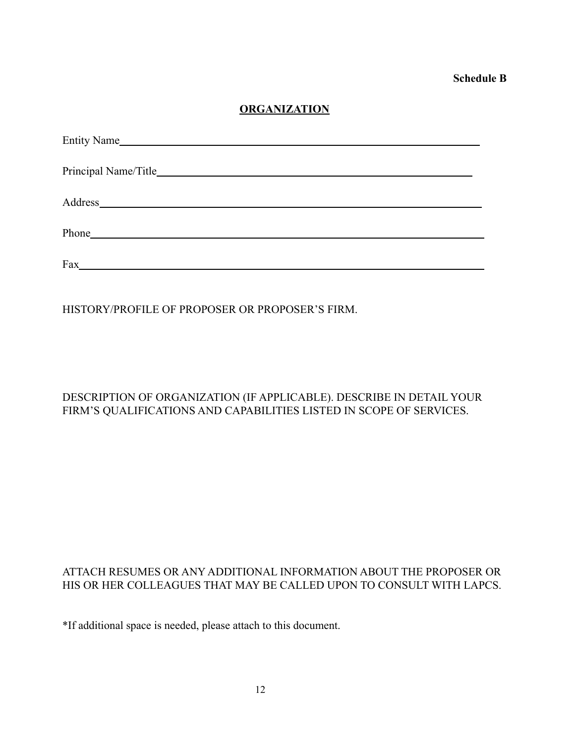**Schedule B**

## ORGANIZATION

Entity Name\_\_\_\_\_\_\_\_\_\_\_\_\_\_\_\_\_\_\_\_\_\_\_\_\_\_\_\_\_\_\_\_\_\_\_\_\_\_\_\_\_\_\_\_\_\_\_\_

Principal Name/Title\_\_\_\_\_\_\_\_\_\_\_\_\_\_\_\_\_\_\_\_\_\_\_\_\_\_\_\_\_\_\_\_\_\_\_\_\_\_\_\_\_\_

Address\_\_\_\_\_\_\_\_\_\_\_\_\_\_\_\_\_\_\_\_\_\_\_\_\_\_\_\_\_\_\_\_\_\_\_\_\_\_\_\_\_\_\_\_\_\_\_\_\_\_

Phone\_\_\_\_\_\_\_\_\_\_\_\_\_\_\_\_\_\_\_\_\_\_\_\_\_\_\_\_\_\_\_\_\_\_\_\_\_\_\_\_\_\_\_\_\_\_\_\_\_\_\_

Fax\_\_\_\_\_\_\_\_\_\_\_\_\_\_\_\_\_\_\_\_\_\_\_\_\_\_\_\_\_\_\_\_\_\_\_\_\_\_\_\_\_\_\_\_\_\_\_\_\_\_\_\_\_

HISTORY/PROFILE OF PROPOSER OR PROPOSER'S FIRM.

DESCRIPTION OF ORGANIZATION (IF APPLICABLE). DESCRIBE IN DETAIL YOUR FIRM'S QUALIFICATIONS AND CAPABILITIES LISTED IN SCOPE OF SERVICES.

ATTACH RESUMES OR ANY ADDITIONAL INFORMATION ABOUT THE PROPOSER OR HIS OR HER COLLEAGUES THAT MAY BE CALLED UPON TO CONSULT WITH LAPCS.

*If additional space is needed, please attach to this document.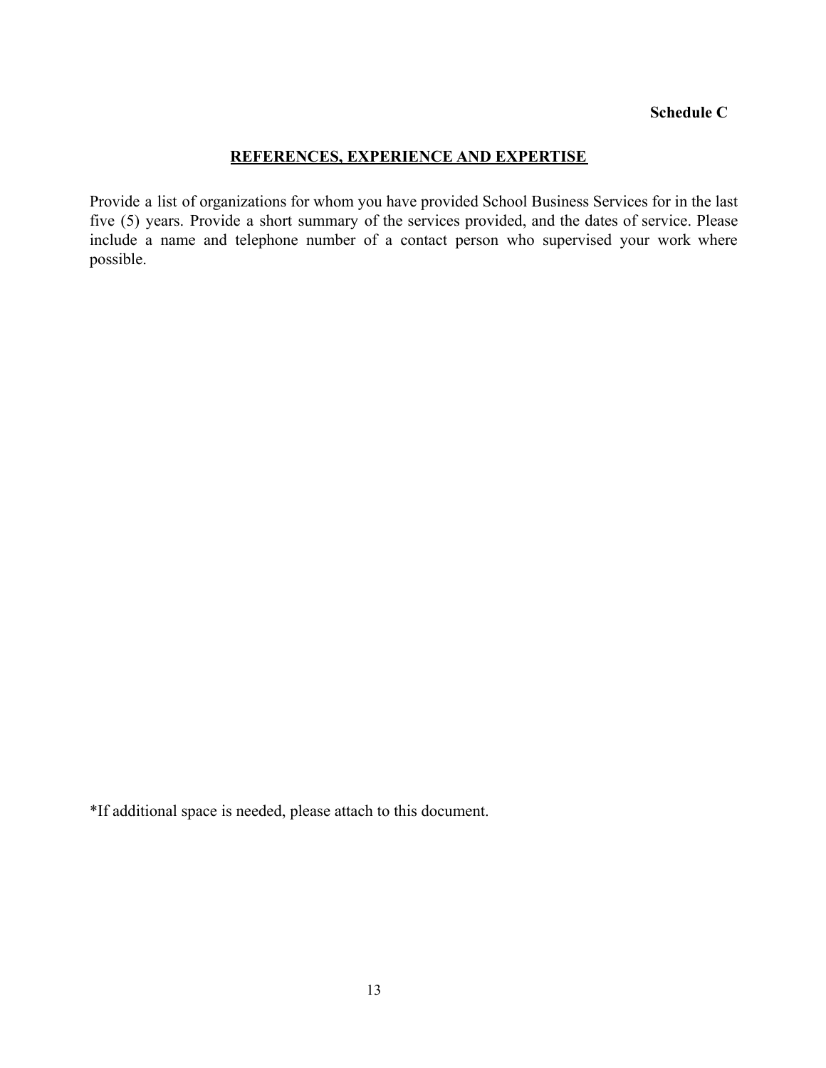**Schedule C**

## REFERENCES, EXPERIENCE AND EXPERTISE

Provide a list of organizations for whom you have provided School Business Services for in the last five (5) years. Provide a short summary of the services provided, and the dates of service. Please include a name and telephone number of a contact person who supervised your work where possible.

*If additional space is needed, please attach to this document.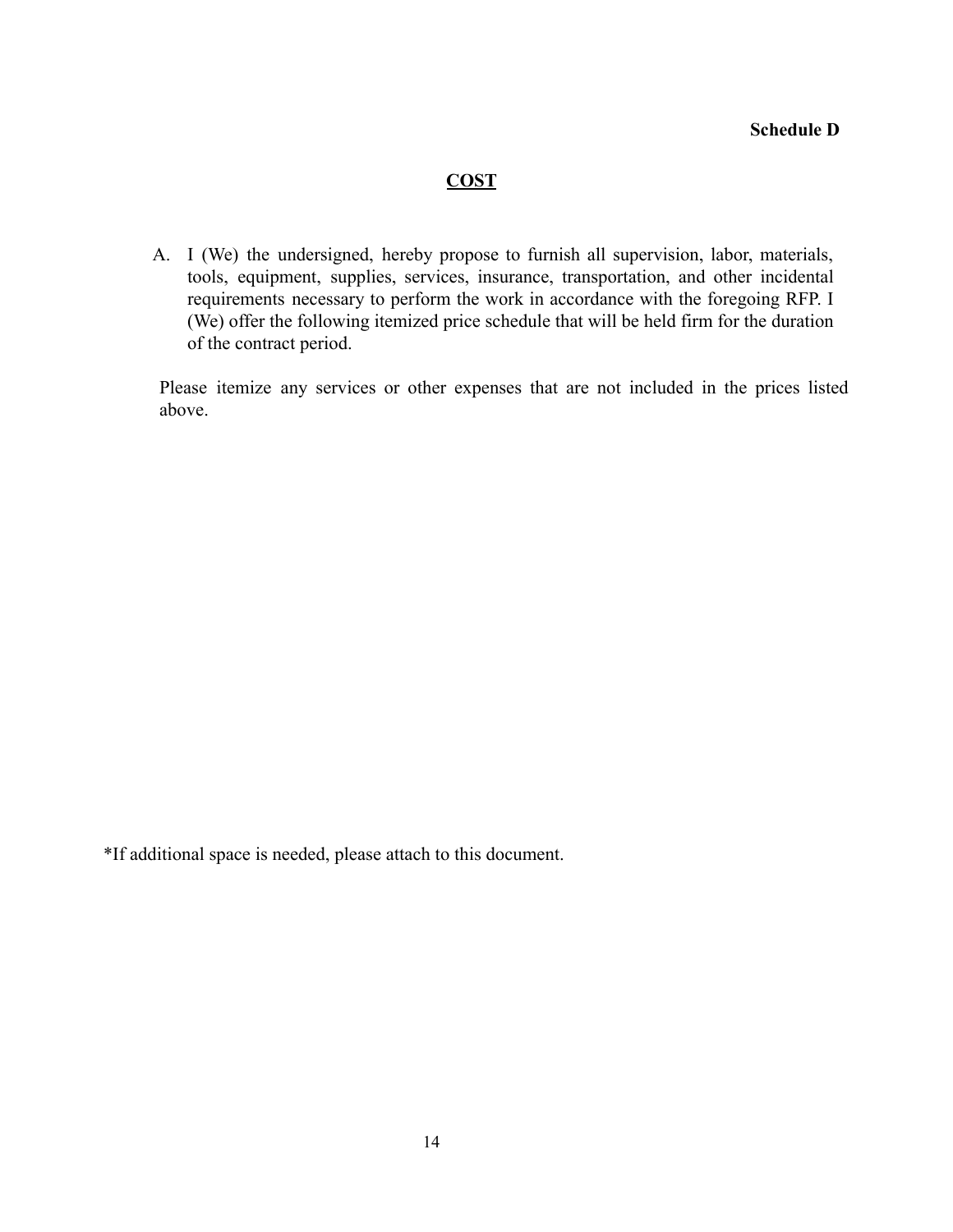**Schedule D**

## COST

A. I (We) the undersigned, hereby propose to furnish all supervision, labor, materials, tools, equipment, supplies, services, insurance, transportation, and other incidental requirements necessary to perform the work in accordance with the foregoing RFP. I (We) offer the following itemized price schedule that will be held firm for the duration of the contract period.

Please itemize any services or other expenses that are not included in the prices listed above.

*If additional space is needed, please attach to this document.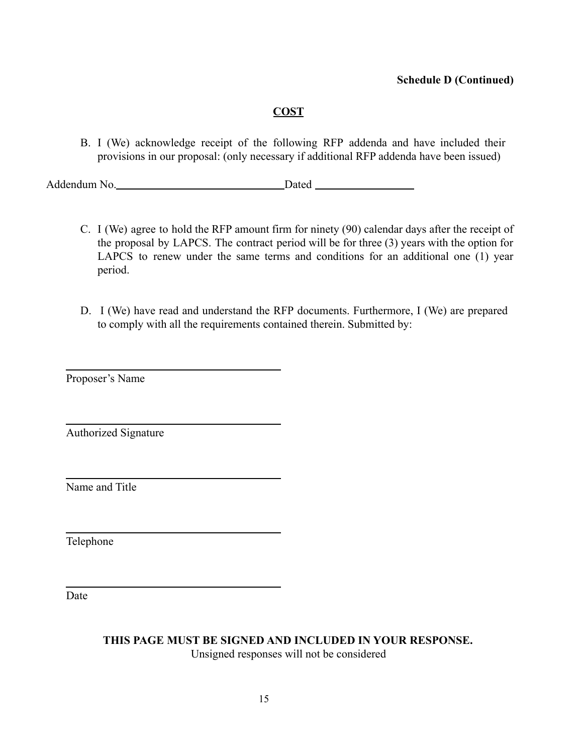**Schedule D (Continued)**

## COST

B. I (We) acknowledge receipt of the following RFP addenda and have included their provisions in our proposal: (only necessary if additional RFP addenda have been issued)

Addendum No.______________________________ Dated __________________

C. I (We) agree to hold the RFP amount firm for ninety (90) calendar days after the receipt of the proposal by LAPCS. The contract period will be for three (3) years with the option for LAPCS to renew under the same terms and conditions for an additional one (1) year period.

D. I (We) have read and understand the RFP documents. Furthermore, I (We) are prepared to comply with all the requirements contained therein. Submitted by:

________________________________________
Proposer's Name

________________________________________
Authorized Signature

________________________________________
Name and Title

________________________________________
Telephone

________________________________________
Date

**THIS PAGE MUST BE SIGNED AND INCLUDED IN YOUR RESPONSE.**
Unsigned responses will not be considered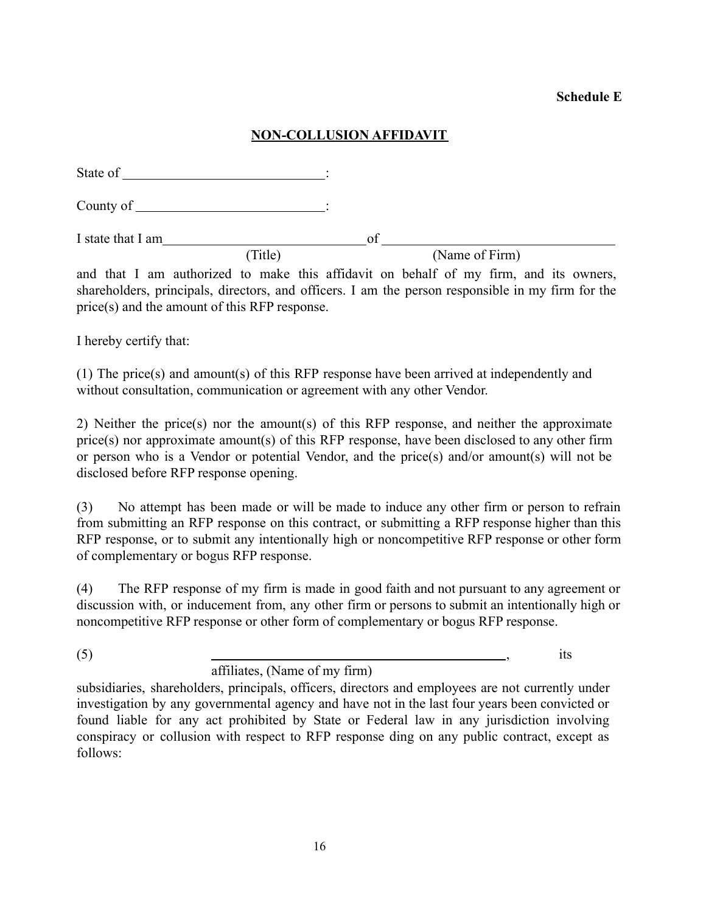**Schedule E**

## NON-COLLUSION AFFIDAVIT

State of ______________________________:

County of ____________________________:

I state that I am ______________________________ of ________________________________
(Title) (Name of Firm)

and that I am authorized to make this affidavit on behalf of my firm, and its owners, shareholders, principals, directors, and officers. I am the person responsible in my firm for the price(s) and the amount of this RFP response.

I hereby certify that:

(1) The price(s) and amount(s) of this RFP response have been arrived at independently and without consultation, communication or agreement with any other Vendor.

2) Neither the price(s) nor the amount(s) of this RFP response, and neither the approximate price(s) nor approximate amount(s) of this RFP response, have been disclosed to any other firm or person who is a Vendor or potential Vendor, and the price(s) and/or amount(s) will not be disclosed before RFP response opening.

(3) No attempt has been made or will be made to induce any other firm or person to refrain from submitting an RFP response on this contract, or submitting a RFP response higher than this RFP response, or to submit any intentionally high or noncompetitive RFP response or other form of complementary or bogus RFP response.

(4) The RFP response of my firm is made in good faith and not pursuant to any agreement or discussion with, or inducement from, any other firm or persons to submit an intentionally high or noncompetitive RFP response or other form of complementary or bogus RFP response.

(5) ____________________________________________, its affiliates, (Name of my firm)
subsidiaries, shareholders, principals, officers, directors and employees are not currently under investigation by any governmental agency and have not in the last four years been convicted or found liable for any act prohibited by State or Federal law in any jurisdiction involving conspiracy or collusion with respect to RFP response ding on any public contract, except as follows: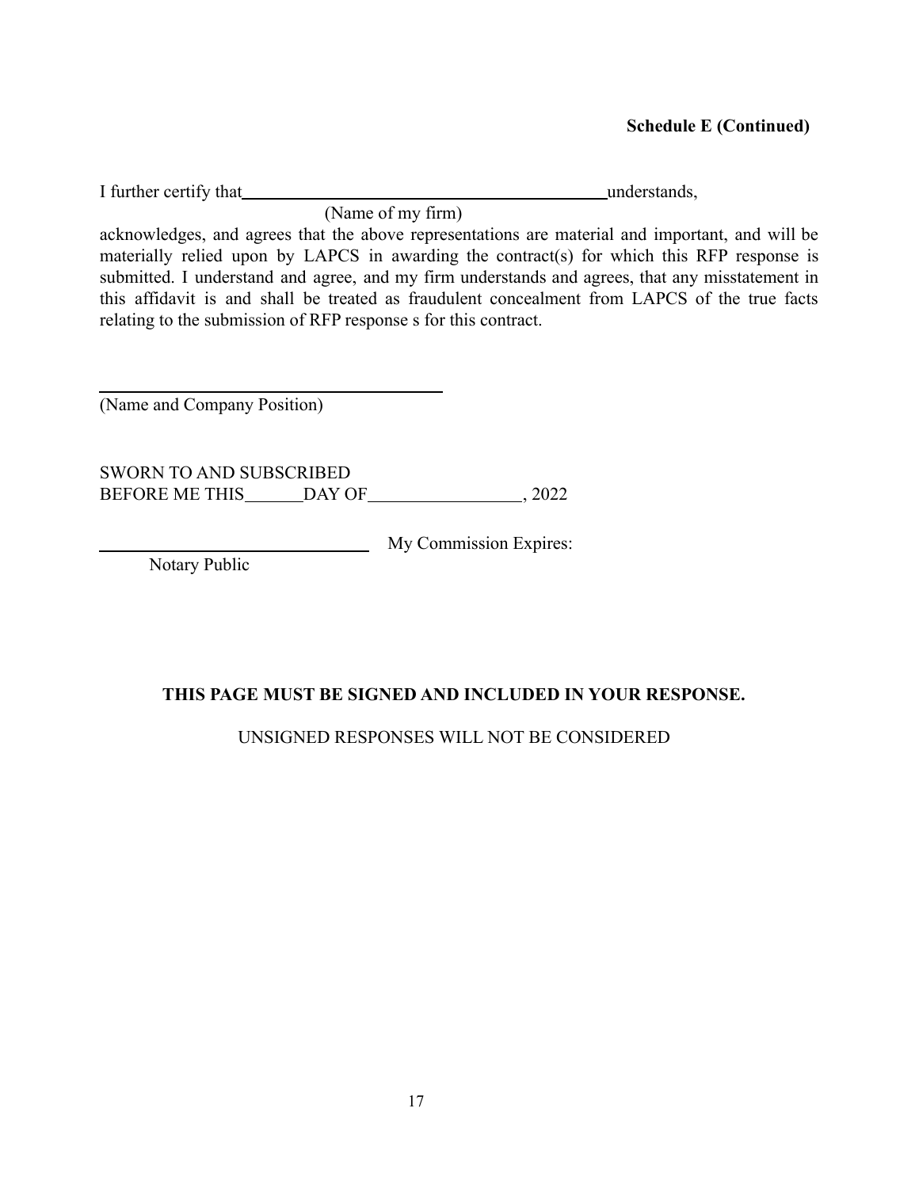**Schedule E (Continued)**

I further certify that_____________________________________________understands,
(Name of my firm)

acknowledges, and agrees that the above representations are material and important, and will be materially relied upon by LAPCS in awarding the contract(s) for which this RFP response is submitted. I understand and agree, and my firm understands and agrees, that any misstatement in this affidavit is and shall be treated as fraudulent concealment from LAPCS of the true facts relating to the submission of RFP response s for this contract.

_________________________________________
(Name and Company Position)

SWORN TO AND SUBSCRIBED
BEFORE ME THIS_______DAY OF_________________, 2022

_______________________________ My Commission Expires:
Notary Public

**THIS PAGE MUST BE SIGNED AND INCLUDED IN YOUR RESPONSE.**

UNSIGNED RESPONSES WILL NOT BE CONSIDERED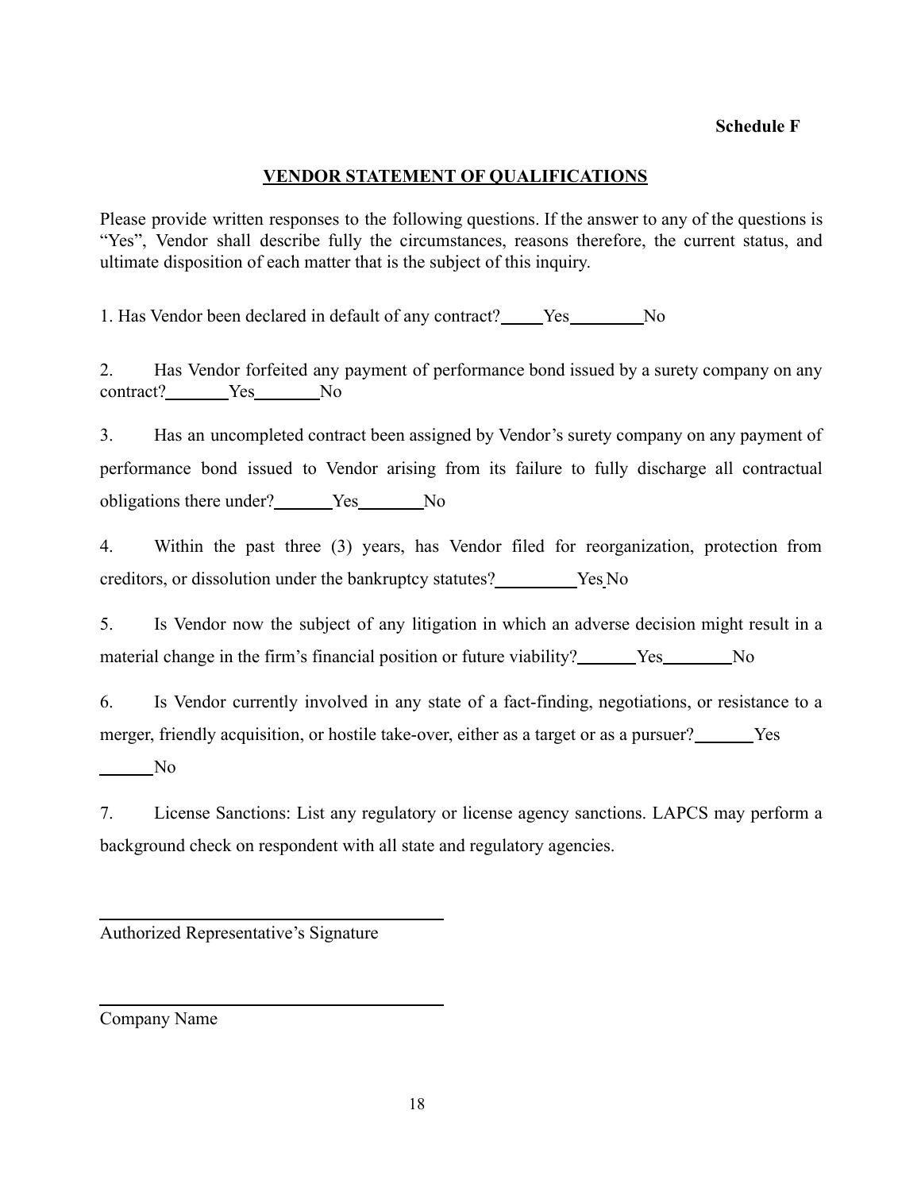**Schedule F**

## VENDOR STATEMENT OF QUALIFICATIONS

Please provide written responses to the following questions. If the answer to any of the questions is "Yes", Vendor shall describe fully the circumstances, reasons therefore, the current status, and ultimate disposition of each matter that is the subject of this inquiry.

1. Has Vendor been declared in default of any contract?_____Yes_________No

2. Has Vendor forfeited any payment of performance bond issued by a surety company on any contract?________Yes________No

3. Has an uncompleted contract been assigned by Vendor's surety company on any payment of performance bond issued to Vendor arising from its failure to fully discharge all contractual obligations there under?_______Yes________No

4. Within the past three (3) years, has Vendor filed for reorganization, protection from creditors, or dissolution under the bankruptcy statutes?__________Yes No

5. Is Vendor now the subject of any litigation in which an adverse decision might result in a material change in the firm's financial position or future viability?_______Yes_________No

6. Is Vendor currently involved in any state of a fact-finding, negotiations, or resistance to a merger, friendly acquisition, or hostile take-over, either as a target or as a pursuer?_______Yes _______No

7. License Sanctions: List any regulatory or license agency sanctions. LAPCS may perform a background check on respondent with all state and regulatory agencies.

_______________________________________
Authorized Representative's Signature

_______________________________________
Company Name